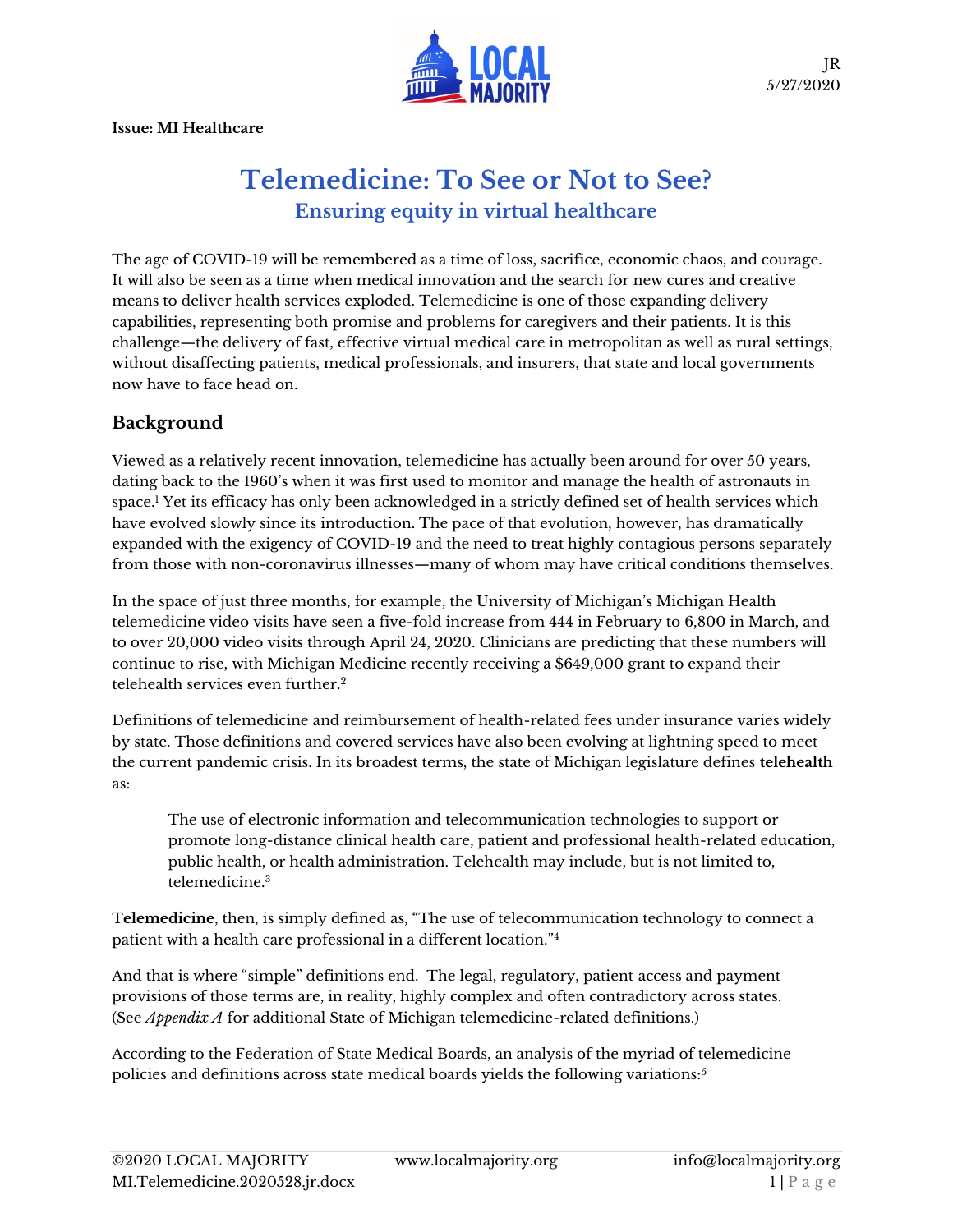JR
5/27/2020

**Issue: MI Healthcare**

# Telemedicine: To See or Not to See?

### Ensuring equity in virtual healthcare

The age of COVID-19 will be remembered as a time of loss, sacrifice, economic chaos, and courage. It will also be seen as a time when medical innovation and the search for new cures and creative means to deliver health services exploded. Telemedicine is one of those expanding delivery capabilities, representing both promise and problems for caregivers and their patients. It is this challenge—the delivery of fast, effective virtual medical care in metropolitan as well as rural settings, without disaffecting patients, medical professionals, and insurers, that state and local governments now have to face head on.

## Background

Viewed as a relatively recent innovation, telemedicine has actually been around for over 50 years, dating back to the 1960's when it was first used to monitor and manage the health of astronauts in space.[1] Yet its efficacy has only been acknowledged in a strictly defined set of health services which have evolved slowly since its introduction. The pace of that evolution, however, has dramatically expanded with the exigency of COVID-19 and the need to treat highly contagious persons separately from those with non-coronavirus illnesses—many of whom may have critical conditions themselves.

In the space of just three months, for example, the University of Michigan's Michigan Health telemedicine video visits have seen a five-fold increase from 444 in February to 6,800 in March, and to over 20,000 video visits through April 24, 2020. Clinicians are predicting that these numbers will continue to rise, with Michigan Medicine recently receiving a $649,000 grant to expand their telehealth services even further.[2]

Definitions of telemedicine and reimbursement of health-related fees under insurance varies widely by state. Those definitions and covered services have also been evolving at lightning speed to meet the current pandemic crisis. In its broadest terms, the state of Michigan legislature defines **telehealth** as:

> The use of electronic information and telecommunication technologies to support or promote long-distance clinical health care, patient and professional health-related education, public health, or health administration. Telehealth may include, but is not limited to, telemedicine.[3]

**Telemedicine**, then, is simply defined as, "The use of telecommunication technology to connect a patient with a health care professional in a different location."[4]

And that is where "simple" definitions end. The legal, regulatory, patient access and payment provisions of those terms are, in reality, highly complex and often contradictory across states. (See *Appendix A* for additional State of Michigan telemedicine-related definitions.)

According to the Federation of State Medical Boards, an analysis of the myriad of telemedicine policies and definitions across state medical boards yields the following variations:[5]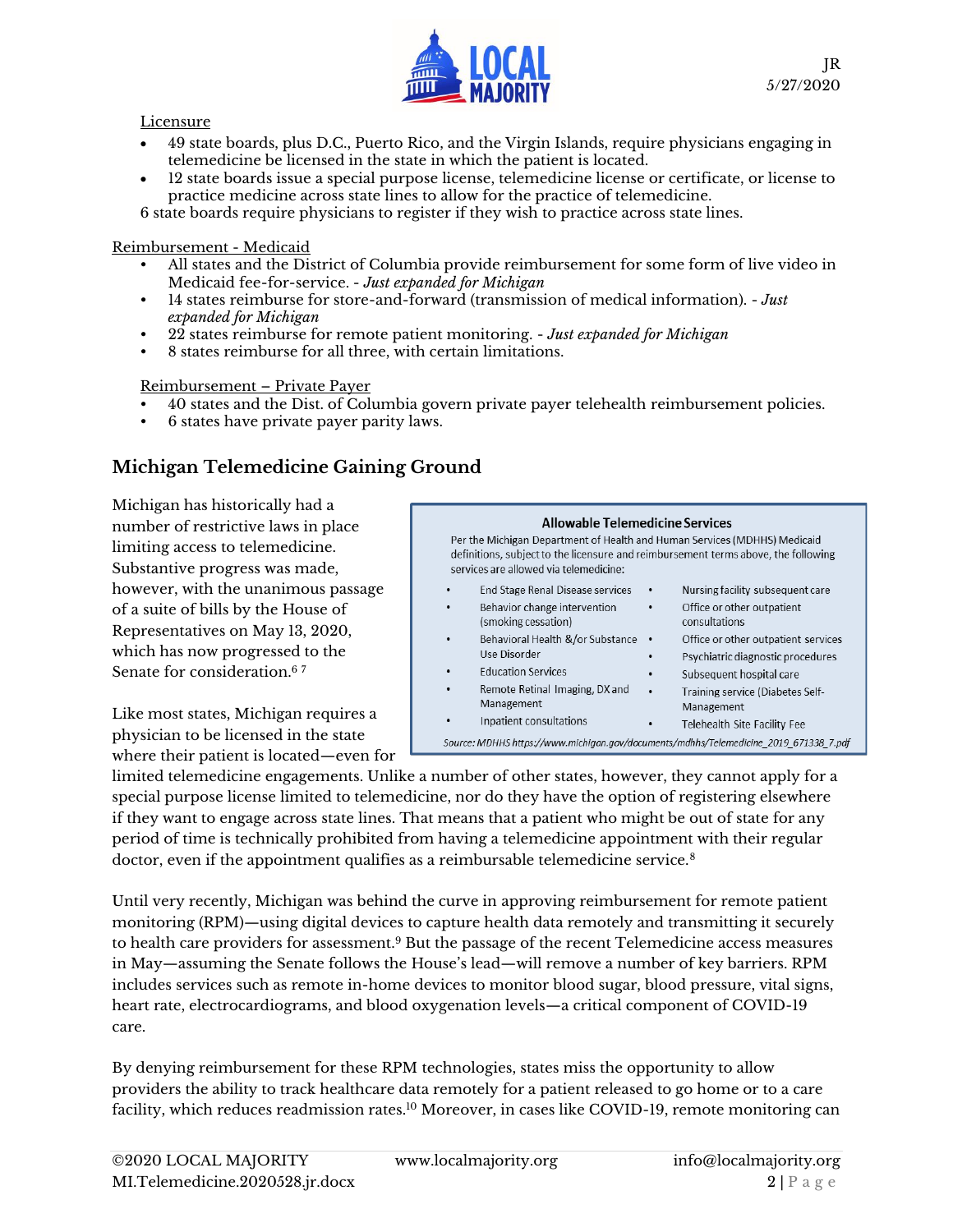Licensure

- 49 state boards, plus D.C., Puerto Rico, and the Virgin Islands, require physicians engaging in telemedicine be licensed in the state in which the patient is located.
- 12 state boards issue a special purpose license, telemedicine license or certificate, or license to practice medicine across state lines to allow for the practice of telemedicine.

6 state boards require physicians to register if they wish to practice across state lines.

Reimbursement - Medicaid

- All states and the District of Columbia provide reimbursement for some form of live video in Medicaid fee-for-service. - *Just expanded for Michigan*
- 14 states reimburse for store-and-forward (transmission of medical information). - *Just expanded for Michigan*
- 22 states reimburse for remote patient monitoring. - *Just expanded for Michigan*
- 8 states reimburse for all three, with certain limitations.

Reimbursement – Private Payer

- 40 states and the Dist. of Columbia govern private payer telehealth reimbursement policies.
- 6 states have private payer parity laws.

## Michigan Telemedicine Gaining Ground

Michigan has historically had a number of restrictive laws in place limiting access to telemedicine. Substantive progress was made, however, with the unanimous passage of a suite of bills by the House of Representatives on May 13, 2020, which has now progressed to the Senate for consideration.[6 7]

**Allowable Telemedicine Services**

Per the Michigan Department of Health and Human Services (MDHHS) Medicaid definitions, subject to the licensure and reimbursement terms above, the following services are allowed via telemedicine:

- End Stage Renal Disease services
- Behavior change intervention (smoking cessation)
- Behavioral Health &/or Substance Use Disorder
- Education Services
- Remote Retinal Imaging, DX and Management
- Inpatient consultations
- Nursing facility subsequent care
- Office or other outpatient consultations
- Office or other outpatient services
- Psychiatric diagnostic procedures
- Subsequent hospital care
- Training service (Diabetes Self-Management
- Telehealth Site Facility Fee

*Source: MDHHS https://www.michigan.gov/documents/mdhhs/Telemedicine_2019_671338_7.pdf*

Like most states, Michigan requires a physician to be licensed in the state where their patient is located—even for limited telemedicine engagements. Unlike a number of other states, however, they cannot apply for a special purpose license limited to telemedicine, nor do they have the option of registering elsewhere if they want to engage across state lines. That means that a patient who might be out of state for any period of time is technically prohibited from having a telemedicine appointment with their regular doctor, even if the appointment qualifies as a reimbursable telemedicine service.[8]

Until very recently, Michigan was behind the curve in approving reimbursement for remote patient monitoring (RPM)—using digital devices to capture health data remotely and transmitting it securely to health care providers for assessment.[9] But the passage of the recent Telemedicine access measures in May—assuming the Senate follows the House's lead—will remove a number of key barriers. RPM includes services such as remote in-home devices to monitor blood sugar, blood pressure, vital signs, heart rate, electrocardiograms, and blood oxygenation levels—a critical component of COVID-19 care.

By denying reimbursement for these RPM technologies, states miss the opportunity to allow providers the ability to track healthcare data remotely for a patient released to go home or to a care facility, which reduces readmission rates.[10] Moreover, in cases like COVID-19, remote monitoring can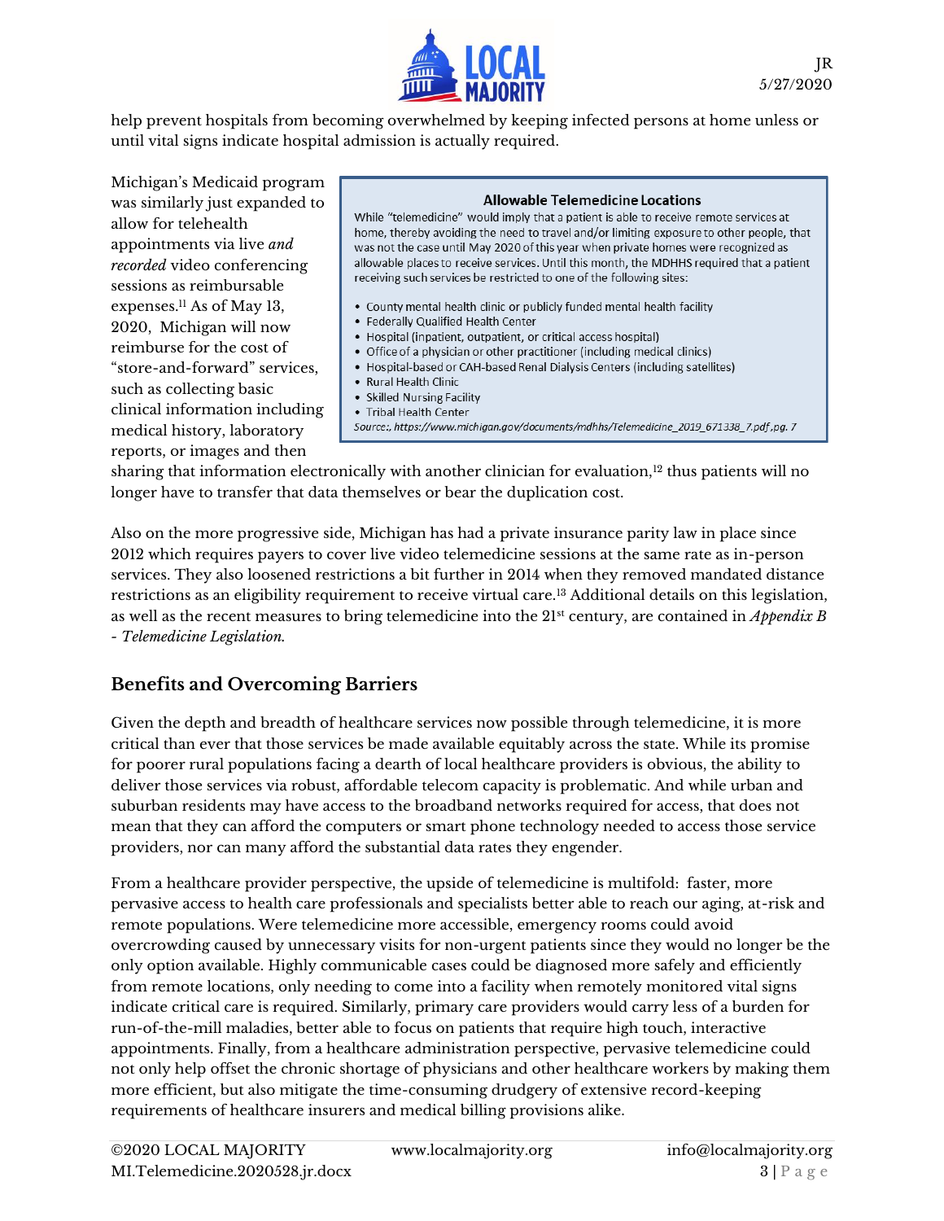help prevent hospitals from becoming overwhelmed by keeping infected persons at home unless or until vital signs indicate hospital admission is actually required.

> **Allowable Telemedicine Locations**
>
> While "telemedicine" would imply that a patient is able to receive remote services at home, thereby avoiding the need to travel and/or limiting exposure to other people, that was not the case until May 2020 of this year when private homes were recognized as allowable places to receive services. Until this month, the MDHHS required that a patient receiving such services be restricted to one of the following sites:
>
> - County mental health clinic or publicly funded mental health facility
> - Federally Qualified Health Center
> - Hospital (inpatient, outpatient, or critical access hospital)
> - Office of a physician or other practitioner (including medical clinics)
> - Hospital-based or CAH-based Renal Dialysis Centers (including satellites)
> - Rural Health Clinic
> - Skilled Nursing Facility
> - Tribal Health Center
>
> *Source:, https://www.michigan.gov/documents/mdhhs/Telemedicine_2019_671338_7.pdf ,pg. 7*

Michigan's Medicaid program was similarly just expanded to allow for telehealth appointments via live *and recorded* video conferencing sessions as reimbursable expenses.[11] As of May 13, 2020, Michigan will now reimburse for the cost of "store-and-forward" services, such as collecting basic clinical information including medical history, laboratory reports, or images and then sharing that information electronically with another clinician for evaluation,[12] thus patients will no longer have to transfer that data themselves or bear the duplication cost.

Also on the more progressive side, Michigan has had a private insurance parity law in place since 2012 which requires payers to cover live video telemedicine sessions at the same rate as in-person services. They also loosened restrictions a bit further in 2014 when they removed mandated distance restrictions as an eligibility requirement to receive virtual care.[13] Additional details on this legislation, as well as the recent measures to bring telemedicine into the 21st century, are contained in *Appendix B - Telemedicine Legislation.*

## Benefits and Overcoming Barriers

Given the depth and breadth of healthcare services now possible through telemedicine, it is more critical than ever that those services be made available equitably across the state. While its promise for poorer rural populations facing a dearth of local healthcare providers is obvious, the ability to deliver those services via robust, affordable telecom capacity is problematic. And while urban and suburban residents may have access to the broadband networks required for access, that does not mean that they can afford the computers or smart phone technology needed to access those service providers, nor can many afford the substantial data rates they engender.

From a healthcare provider perspective, the upside of telemedicine is multifold: faster, more pervasive access to health care professionals and specialists better able to reach our aging, at-risk and remote populations. Were telemedicine more accessible, emergency rooms could avoid overcrowding caused by unnecessary visits for non-urgent patients since they would no longer be the only option available. Highly communicable cases could be diagnosed more safely and efficiently from remote locations, only needing to come into a facility when remotely monitored vital signs indicate critical care is required. Similarly, primary care providers would carry less of a burden for run-of-the-mill maladies, better able to focus on patients that require high touch, interactive appointments. Finally, from a healthcare administration perspective, pervasive telemedicine could not only help offset the chronic shortage of physicians and other healthcare workers by making them more efficient, but also mitigate the time-consuming drudgery of extensive record-keeping requirements of healthcare insurers and medical billing provisions alike.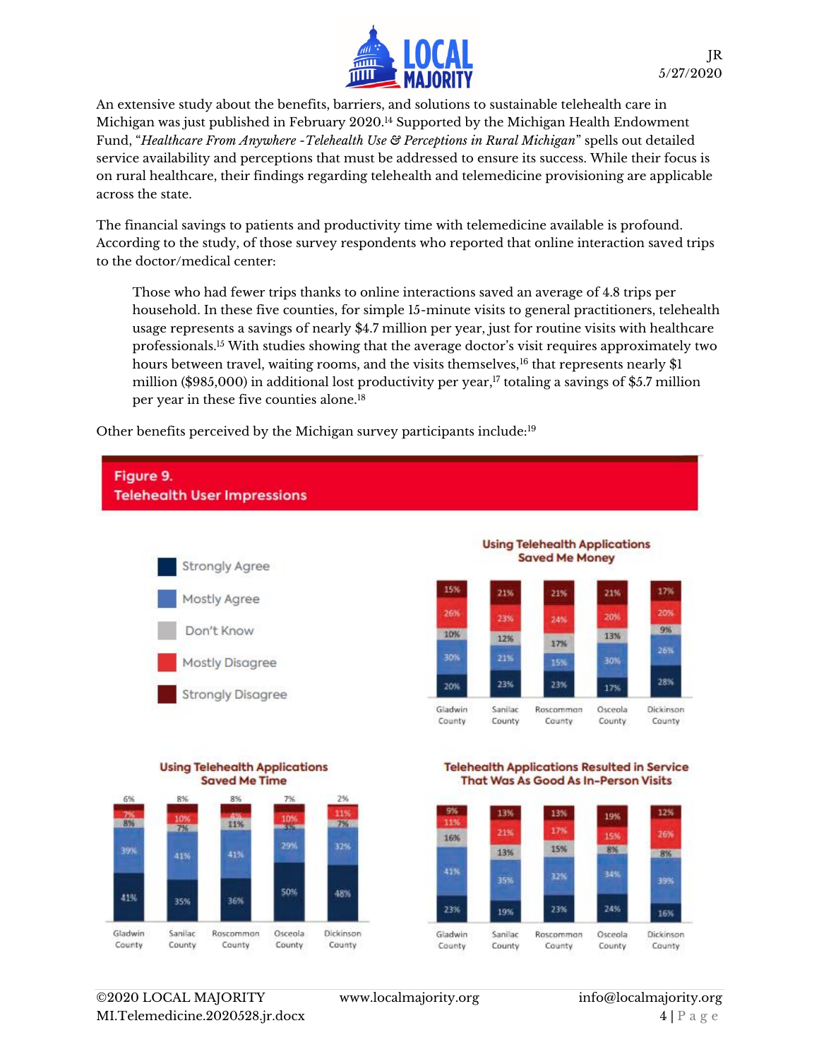An extensive study about the benefits, barriers, and solutions to sustainable telehealth care in Michigan was just published in February 2020.[14] Supported by the Michigan Health Endowment Fund, "*Healthcare From Anywhere -Telehealth Use & Perceptions in Rural Michigan*" spells out detailed service availability and perceptions that must be addressed to ensure its success. While their focus is on rural healthcare, their findings regarding telehealth and telemedicine provisioning are applicable across the state.

The financial savings to patients and productivity time with telemedicine available is profound. According to the study, of those survey respondents who reported that online interaction saved trips to the doctor/medical center:

> Those who had fewer trips thanks to online interactions saved an average of 4.8 trips per household. In these five counties, for simple 15-minute visits to general practitioners, telehealth usage represents a savings of nearly $4.7 million per year, just for routine visits with healthcare professionals.[15] With studies showing that the average doctor's visit requires approximately two hours between travel, waiting rooms, and the visits themselves,[16] that represents nearly $1 million ($985,000) in additional lost productivity per year,[17] totaling a savings of $5.7 million per year in these five counties alone.[18]

Other benefits perceived by the Michigan survey participants include:[19]

**Figure 9.**
**Telehealth User Impressions**

**Using Telehealth Applications Saved Me Money**

| | Gladwin County | Sanilac County | Roscommon County | Osceola County | Dickinson County |
|---|---|---|---|---|---|
| Strongly Agree | 20% | 23% | 23% | 17% | 28% |
| Mostly Agree | 30% | 21% | 15% | 30% | 26% |
| Don't Know | 10% | 12% | 17% | 13% | 9% |
| Mostly Disagree | 26% | 23% | 24% | 20% | 20% |
| Strongly Disagree | 15% | 21% | 21% | 21% | 17% |

**Using Telehealth Applications Saved Me Time**

| | Gladwin County | Sanilac County | Roscommon County | Osceola County | Dickinson County |
|---|---|---|---|---|---|
| Strongly Agree | 41% | 35% | 36% | 50% | 48% |
| Mostly Agree | 39% | 41% | 41% | 29% | 32% |
| Don't Know | 8% | 7% | 11% | 3% | 7% |
| Mostly Disagree | 7% | 10% | 4% | 10% | 11% |
| Strongly Disagree | 6% | 8% | 8% | 7% | 2% |

**Telehealth Applications Resulted in Service That Was As Good As In-Person Visits**

| | Gladwin County | Sanilac County | Roscommon County | Osceola County | Dickinson County |
|---|---|---|---|---|---|
| Strongly Agree | 23% | 19% | 23% | 24% | 16% |
| Mostly Agree | 41% | 35% | 32% | 34% | 39% |
| Don't Know | 16% | 13% | 15% | 8% | 8% |
| Mostly Disagree | 11% | 21% | 17% | 15% | 26% |
| Strongly Disagree | 9% | 13% | 13% | 19% | 12% |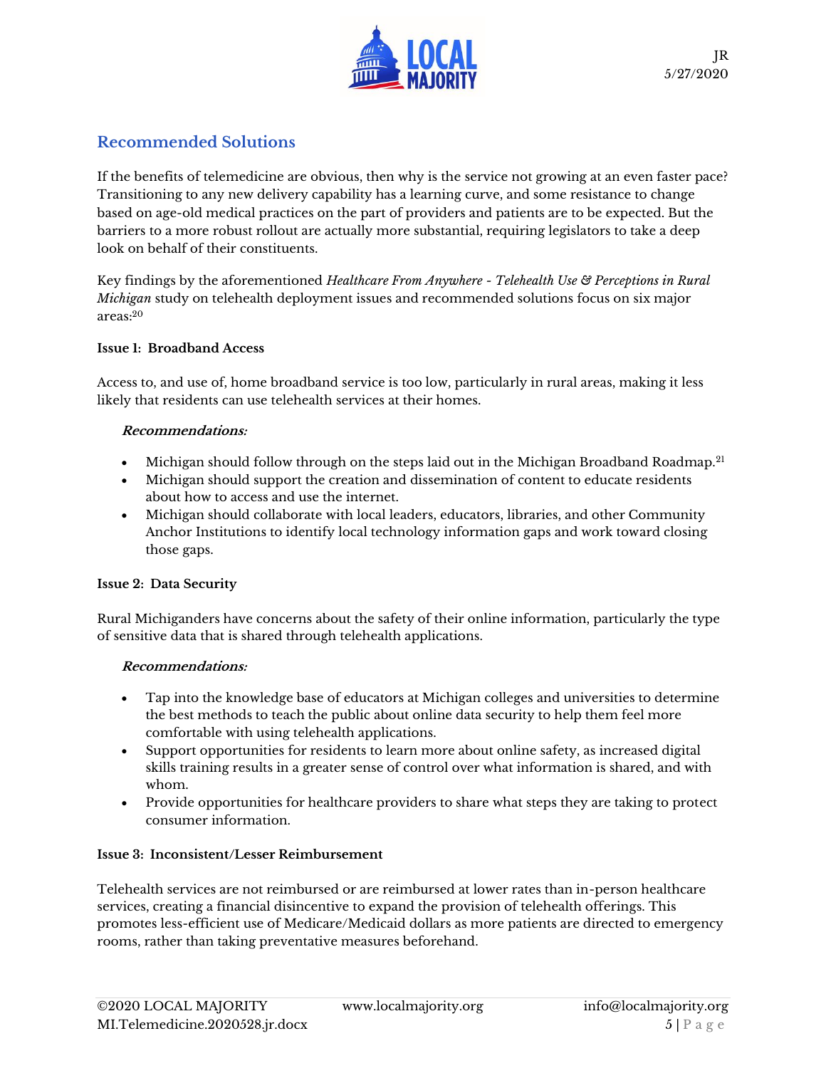## Recommended Solutions

If the benefits of telemedicine are obvious, then why is the service not growing at an even faster pace? Transitioning to any new delivery capability has a learning curve, and some resistance to change based on age-old medical practices on the part of providers and patients are to be expected. But the barriers to a more robust rollout are actually more substantial, requiring legislators to take a deep look on behalf of their constituents.

Key findings by the aforementioned *Healthcare From Anywhere - Telehealth Use & Perceptions in Rural Michigan* study on telehealth deployment issues and recommended solutions focus on six major areas:[20]

**Issue 1: Broadband Access**

Access to, and use of, home broadband service is too low, particularly in rural areas, making it less likely that residents can use telehealth services at their homes.

***Recommendations:***

- Michigan should follow through on the steps laid out in the Michigan Broadband Roadmap.[21]
- Michigan should support the creation and dissemination of content to educate residents about how to access and use the internet.
- Michigan should collaborate with local leaders, educators, libraries, and other Community Anchor Institutions to identify local technology information gaps and work toward closing those gaps.

**Issue 2: Data Security**

Rural Michiganders have concerns about the safety of their online information, particularly the type of sensitive data that is shared through telehealth applications.

***Recommendations:***

- Tap into the knowledge base of educators at Michigan colleges and universities to determine the best methods to teach the public about online data security to help them feel more comfortable with using telehealth applications.
- Support opportunities for residents to learn more about online safety, as increased digital skills training results in a greater sense of control over what information is shared, and with whom.
- Provide opportunities for healthcare providers to share what steps they are taking to protect consumer information.

**Issue 3: Inconsistent/Lesser Reimbursement**

Telehealth services are not reimbursed or are reimbursed at lower rates than in-person healthcare services, creating a financial disincentive to expand the provision of telehealth offerings. This promotes less-efficient use of Medicare/Medicaid dollars as more patients are directed to emergency rooms, rather than taking preventative measures beforehand.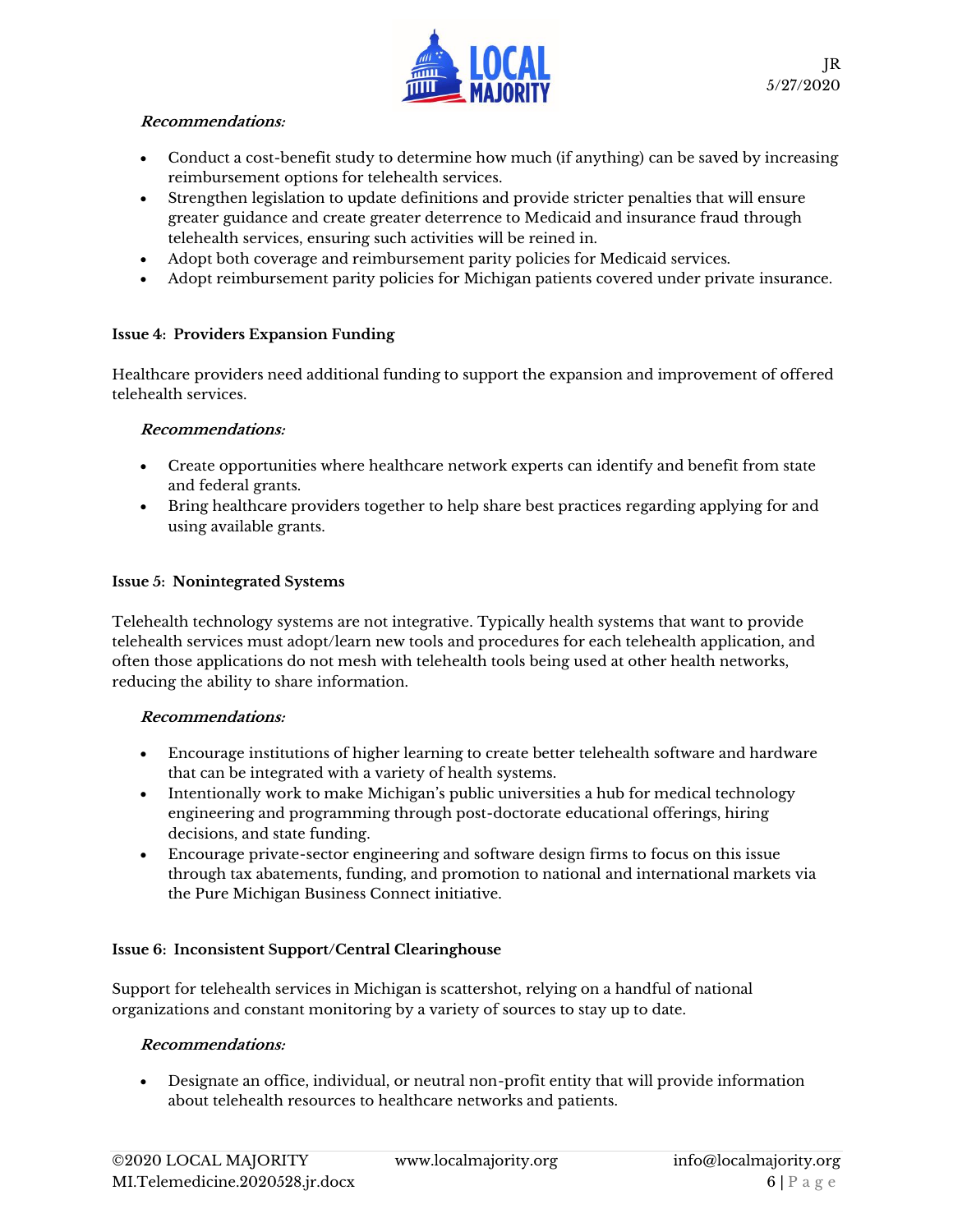***Recommendations:***

- Conduct a cost-benefit study to determine how much (if anything) can be saved by increasing reimbursement options for telehealth services.
- Strengthen legislation to update definitions and provide stricter penalties that will ensure greater guidance and create greater deterrence to Medicaid and insurance fraud through telehealth services, ensuring such activities will be reined in.
- Adopt both coverage and reimbursement parity policies for Medicaid services.
- Adopt reimbursement parity policies for Michigan patients covered under private insurance.

**Issue 4: Providers Expansion Funding**

Healthcare providers need additional funding to support the expansion and improvement of offered telehealth services.

***Recommendations:***

- Create opportunities where healthcare network experts can identify and benefit from state and federal grants.
- Bring healthcare providers together to help share best practices regarding applying for and using available grants.

**Issue 5: Nonintegrated Systems**

Telehealth technology systems are not integrative. Typically health systems that want to provide telehealth services must adopt/learn new tools and procedures for each telehealth application, and often those applications do not mesh with telehealth tools being used at other health networks, reducing the ability to share information.

***Recommendations:***

- Encourage institutions of higher learning to create better telehealth software and hardware that can be integrated with a variety of health systems.
- Intentionally work to make Michigan's public universities a hub for medical technology engineering and programming through post-doctorate educational offerings, hiring decisions, and state funding.
- Encourage private-sector engineering and software design firms to focus on this issue through tax abatements, funding, and promotion to national and international markets via the Pure Michigan Business Connect initiative.

**Issue 6: Inconsistent Support/Central Clearinghouse**

Support for telehealth services in Michigan is scattershot, relying on a handful of national organizations and constant monitoring by a variety of sources to stay up to date.

***Recommendations:***

- Designate an office, individual, or neutral non-profit entity that will provide information about telehealth resources to healthcare networks and patients.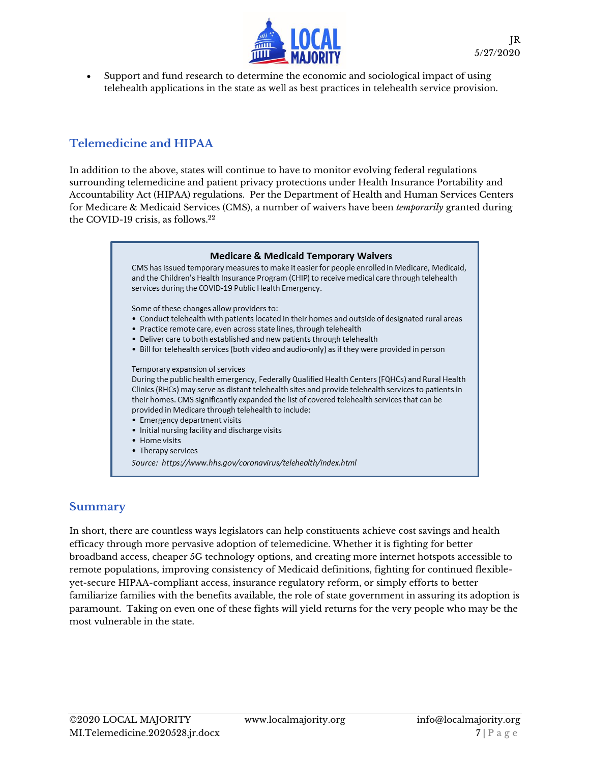- Support and fund research to determine the economic and sociological impact of using telehealth applications in the state as well as best practices in telehealth service provision.

## Telemedicine and HIPAA

In addition to the above, states will continue to have to monitor evolving federal regulations surrounding telemedicine and patient privacy protections under Health Insurance Portability and Accountability Act (HIPAA) regulations. Per the Department of Health and Human Services Centers for Medicare & Medicaid Services (CMS), a number of waivers have been *temporarily* granted during the COVID-19 crisis, as follows.[22]

> **Medicare & Medicaid Temporary Waivers**
>
> CMS has issued temporary measures to make it easier for people enrolled in Medicare, Medicaid, and the Children's Health Insurance Program (CHIP) to receive medical care through telehealth services during the COVID-19 Public Health Emergency.
>
> Some of these changes allow providers to:
>
> - Conduct telehealth with patients located in their homes and outside of designated rural areas
> - Practice remote care, even across state lines, through telehealth
> - Deliver care to both established and new patients through telehealth
> - Bill for telehealth services (both video and audio-only) as if they were provided in person
>
> Temporary expansion of services
>
> During the public health emergency, Federally Qualified Health Centers (FQHCs) and Rural Health Clinics (RHCs) may serve as distant telehealth sites and provide telehealth services to patients in their homes. CMS significantly expanded the list of covered telehealth services that can be provided in Medicare through telehealth to include:
>
> - Emergency department visits
> - Initial nursing facility and discharge visits
> - Home visits
> - Therapy services
>
> *Source: https://www.hhs.gov/coronavirus/telehealth/index.html*

## Summary

In short, there are countless ways legislators can help constituents achieve cost savings and health efficacy through more pervasive adoption of telemedicine. Whether it is fighting for better broadband access, cheaper 5G technology options, and creating more internet hotspots accessible to remote populations, improving consistency of Medicaid definitions, fighting for continued flexible-yet-secure HIPAA-compliant access, insurance regulatory reform, or simply efforts to better familiarize families with the benefits available, the role of state government in assuring its adoption is paramount. Taking on even one of these fights will yield returns for the very people who may be the most vulnerable in the state.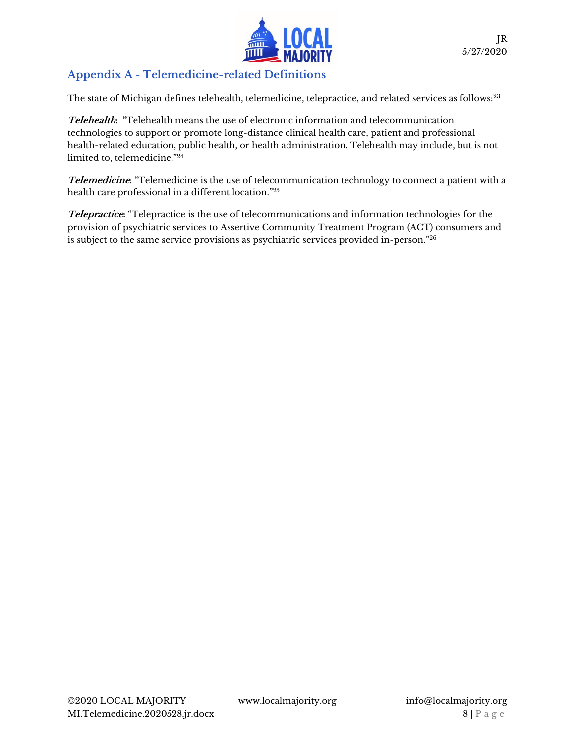## Appendix A - Telemedicine-related Definitions

The state of Michigan defines telehealth, telemedicine, telepractice, and related services as follows:[23]

***Telehealth***: "Telehealth means the use of electronic information and telecommunication technologies to support or promote long-distance clinical health care, patient and professional health-related education, public health, or health administration. Telehealth may include, but is not limited to, telemedicine."[24]

***Telemedicine***: "Telemedicine is the use of telecommunication technology to connect a patient with a health care professional in a different location."[25]

***Telepractice***: "Telepractice is the use of telecommunications and information technologies for the provision of psychiatric services to Assertive Community Treatment Program (ACT) consumers and is subject to the same service provisions as psychiatric services provided in-person."[26]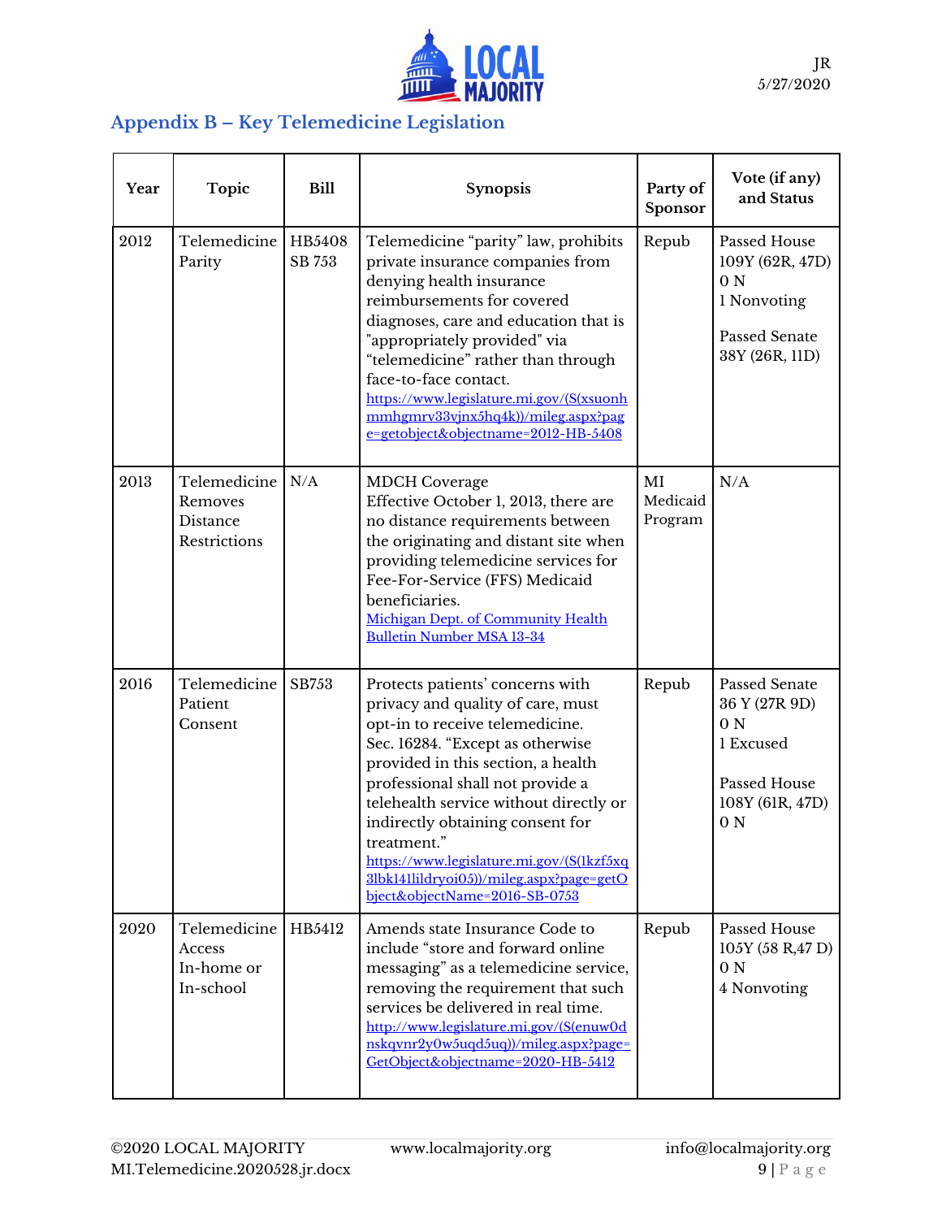## Appendix B – Key Telemedicine Legislation

| Year | Topic | Bill | Synopsis | Party of Sponsor | Vote (if any) and Status |
|---|---|---|---|---|---|
| 2012 | Telemedicine Parity | HB5408 SB 753 | Telemedicine "parity" law, prohibits private insurance companies from denying health insurance reimbursements for covered diagnoses, care and education that is "appropriately provided" via "telemedicine" rather than through face-to-face contact. https://www.legislature.mi.gov/(S(xsuonhmmhgmrv33vjnx5hq4k))/mileg.aspx?page=getobject&objectname=2012-HB-5408 | Repub | Passed House 109Y (62R, 47D) 0 N 1 Nonvoting<br><br>Passed Senate 38Y (26R, 11D) |
| 2013 | Telemedicine Removes Distance Restrictions | N/A | MDCH Coverage Effective October 1, 2013, there are no distance requirements between the originating and distant site when providing telemedicine services for Fee-For-Service (FFS) Medicaid beneficiaries. Michigan Dept. of Community Health Bulletin Number MSA 13-34 | MI Medicaid Program | N/A |
| 2016 | Telemedicine Patient Consent | SB753 | Protects patients' concerns with privacy and quality of care, must opt-in to receive telemedicine. Sec. 16284. "Except as otherwise provided in this section, a health professional shall not provide a telehealth service without directly or indirectly obtaining consent for treatment." https://www.legislature.mi.gov/(S(1kzf5xq3lbk141lildryoi05))/mileg.aspx?page=getObject&objectName=2016-SB-0753 | Repub | Passed Senate 36 Y (27R 9D) 0 N 1 Excused<br><br>Passed House 108Y (61R, 47D) 0 N |
| 2020 | Telemedicine Access In-home or In-school | HB5412 | Amends state Insurance Code to include "store and forward online messaging" as a telemedicine service, removing the requirement that such services be delivered in real time. http://www.legislature.mi.gov/(S(enuw0dnskqvnr2y0w5uqd5uq))/mileg.aspx?page=GetObject&objectname=2020-HB-5412 | Repub | Passed House 105Y (58 R,47 D) 0 N 4 Nonvoting |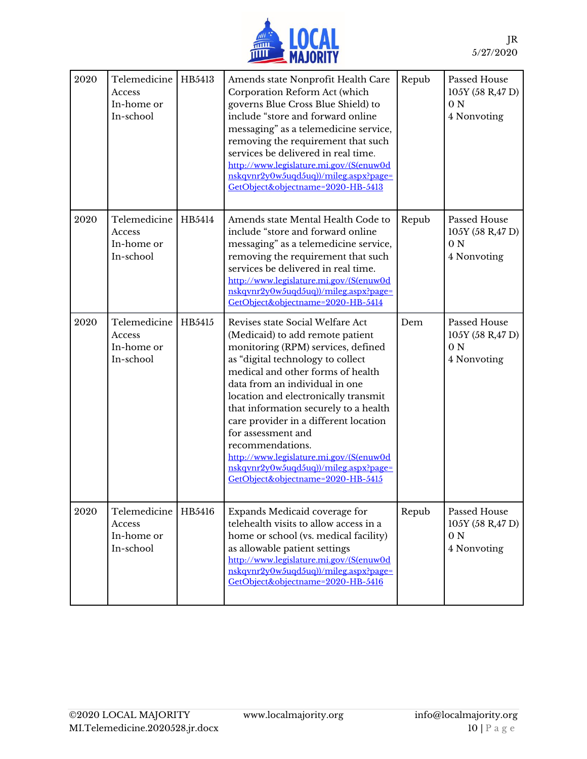| 2020 | Telemedicine Access In-home or In-school | HB5413 | Amends state Nonprofit Health Care Corporation Reform Act (which governs Blue Cross Blue Shield) to include "store and forward online messaging" as a telemedicine service, removing the requirement that such services be delivered in real time. http://www.legislature.mi.gov/(S(enuw0dnskqvnr2y0w5uqd5uq))/mileg.aspx?page=GetObject&objectname=2020-HB-5413 | Repub | Passed House 105Y (58 R,47 D) 0 N 4 Nonvoting |
|---|---|---|---|---|---|
| 2020 | Telemedicine Access In-home or In-school | HB5414 | Amends state Mental Health Code to include "store and forward online messaging" as a telemedicine service, removing the requirement that such services be delivered in real time. http://www.legislature.mi.gov/(S(enuw0dnskqvnr2y0w5uqd5uq))/mileg.aspx?page=GetObject&objectname=2020-HB-5414 | Repub | Passed House 105Y (58 R,47 D) 0 N 4 Nonvoting |
| 2020 | Telemedicine Access In-home or In-school | HB5415 | Revises state Social Welfare Act (Medicaid) to add remote patient monitoring (RPM) services, defined as "digital technology to collect medical and other forms of health data from an individual in one location and electronically transmit that information securely to a health care provider in a different location for assessment and recommendations. http://www.legislature.mi.gov/(S(enuw0dnskqvnr2y0w5uqd5uq))/mileg.aspx?page=GetObject&objectname=2020-HB-5415 | Dem | Passed House 105Y (58 R,47 D) 0 N 4 Nonvoting |
| 2020 | Telemedicine Access In-home or In-school | HB5416 | Expands Medicaid coverage for telehealth visits to allow access in a home or school (vs. medical facility) as allowable patient settings http://www.legislature.mi.gov/(S(enuw0dnskqvnr2y0w5uqd5uq))/mileg.aspx?page=GetObject&objectname=2020-HB-5416 | Repub | Passed House 105Y (58 R,47 D) 0 N 4 Nonvoting |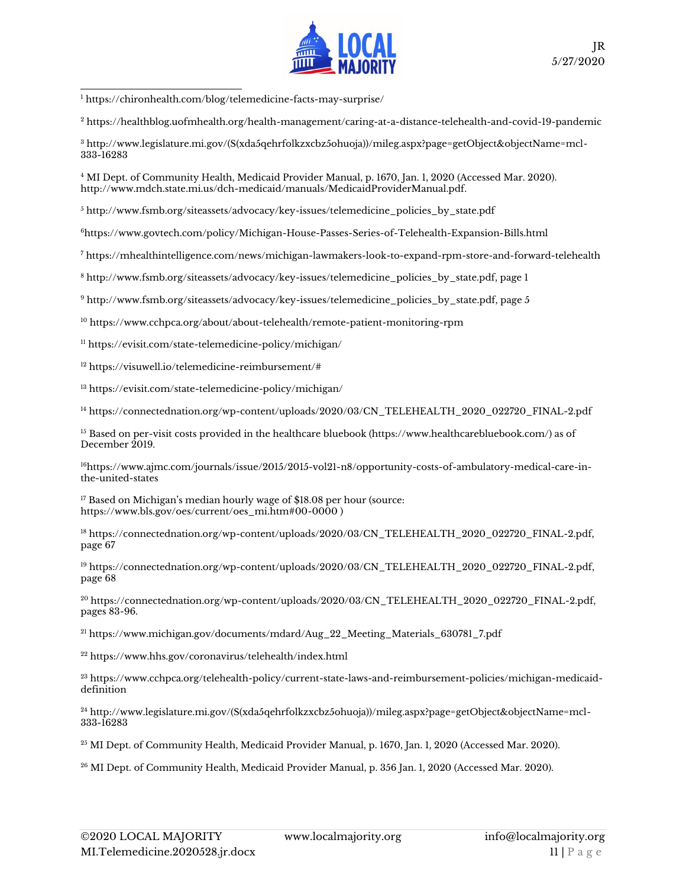[1] https://chironhealth.com/blog/telemedicine-facts-may-surprise/

[2] https://healthblog.uofmhealth.org/health-management/caring-at-a-distance-telehealth-and-covid-19-pandemic

[3] http://www.legislature.mi.gov/(S(xda5qehrfolkzxcbz5ohuoja))/mileg.aspx?page=getObject&objectName=mcl-333-16283

[4] MI Dept. of Community Health, Medicaid Provider Manual, p. 1670, Jan. 1, 2020 (Accessed Mar. 2020). http://www.mdch.state.mi.us/dch-medicaid/manuals/MedicaidProviderManual.pdf.

[5] http://www.fsmb.org/siteassets/advocacy/key-issues/telemedicine_policies_by_state.pdf

[6] https://www.govtech.com/policy/Michigan-House-Passes-Series-of-Telehealth-Expansion-Bills.html

[7] https://mhealthintelligence.com/news/michigan-lawmakers-look-to-expand-rpm-store-and-forward-telehealth

[8] http://www.fsmb.org/siteassets/advocacy/key-issues/telemedicine_policies_by_state.pdf, page 1

[9] http://www.fsmb.org/siteassets/advocacy/key-issues/telemedicine_policies_by_state.pdf, page 5

[10] https://www.cchpca.org/about/about-telehealth/remote-patient-monitoring-rpm

[11] https://evisit.com/state-telemedicine-policy/michigan/

[12] https://visuwell.io/telemedicine-reimbursement/#

[13] https://evisit.com/state-telemedicine-policy/michigan/

[14] https://connectednation.org/wp-content/uploads/2020/03/CN_TELEHEALTH_2020_022720_FINAL-2.pdf

[15] Based on per-visit costs provided in the healthcare bluebook (https://www.healthcarebluebook.com/) as of December 2019.

[16] https://www.ajmc.com/journals/issue/2015/2015-vol21-n8/opportunity-costs-of-ambulatory-medical-care-in-the-united-states

[17] Based on Michigan's median hourly wage of $18.08 per hour (source: https://www.bls.gov/oes/current/oes_mi.htm#00-0000 )

[18] https://connectednation.org/wp-content/uploads/2020/03/CN_TELEHEALTH_2020_022720_FINAL-2.pdf, page 67

[19] https://connectednation.org/wp-content/uploads/2020/03/CN_TELEHEALTH_2020_022720_FINAL-2.pdf, page 68

[20] https://connectednation.org/wp-content/uploads/2020/03/CN_TELEHEALTH_2020_022720_FINAL-2.pdf, pages 83-96.

[21] https://www.michigan.gov/documents/mdard/Aug_22_Meeting_Materials_630781_7.pdf

[22] https://www.hhs.gov/coronavirus/telehealth/index.html

[23] https://www.cchpca.org/telehealth-policy/current-state-laws-and-reimbursement-policies/michigan-medicaid-definition

[24] http://www.legislature.mi.gov/(S(xda5qehrfolkzxcbz5ohuoja))/mileg.aspx?page=getObject&objectName=mcl-333-16283

[25] MI Dept. of Community Health, Medicaid Provider Manual, p. 1670, Jan. 1, 2020 (Accessed Mar. 2020).

[26] MI Dept. of Community Health, Medicaid Provider Manual, p. 356 Jan. 1, 2020 (Accessed Mar. 2020).